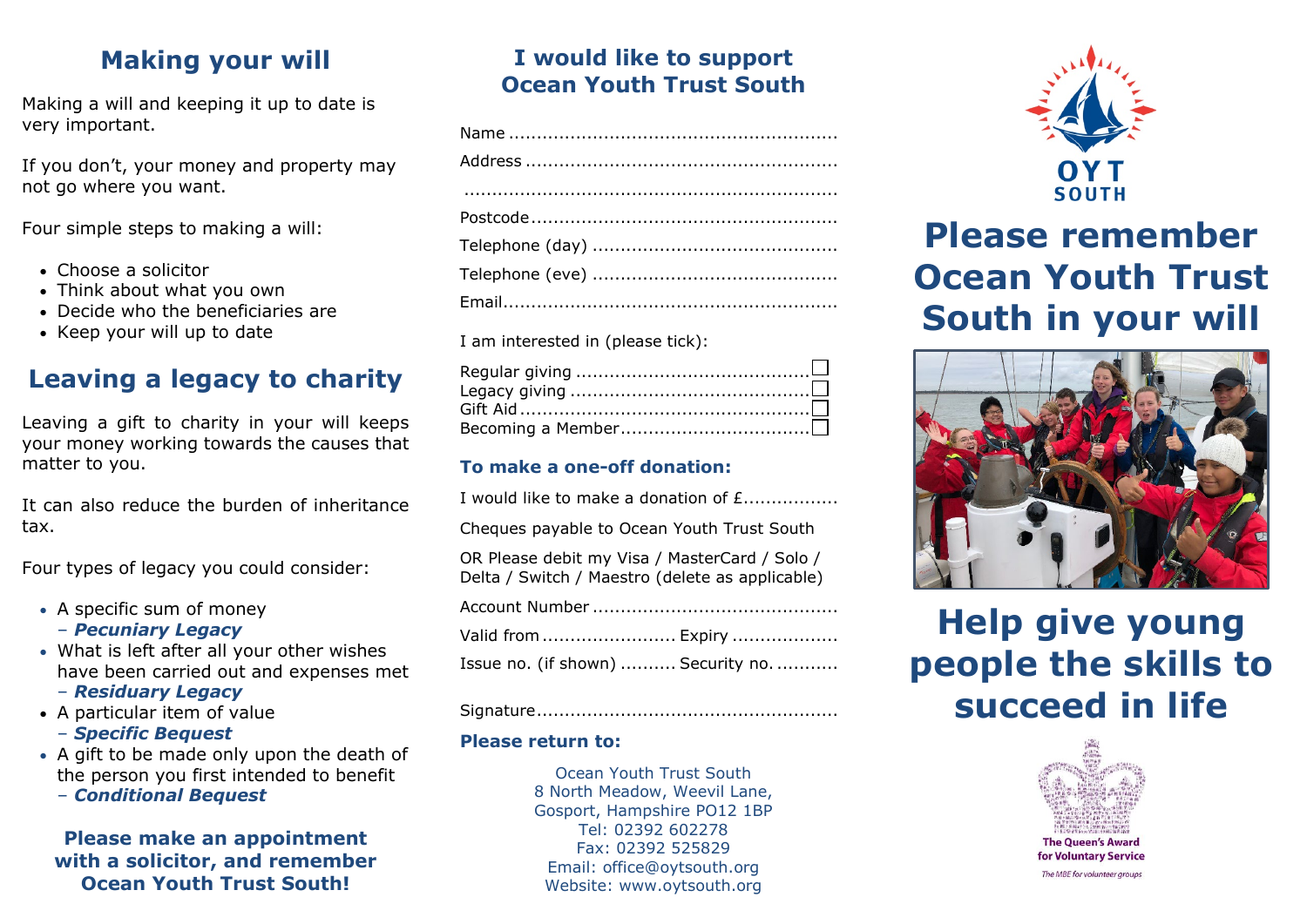## Making your will

Making a will and keeping it up to date is very important.

If you don't, your money and property may not go where you want.

Four simple steps to making a will:

- Choose a solicitor
- Think about what you own
- Decide who the beneficiaries are
- Keep your will up to date

## Leaving a legacy to charity

Leaving a gift to charity in your will keeps your money working towards the causes that matter to you.

It can also reduce the burden of inheritance tax.

Four types of legacy you could consider:

- A specific sum of money – ***Pecuniary Legacy***
- What is left after all your other wishes have been carried out and expenses met – ***Residuary Legacy***
- A particular item of value – ***Specific Bequest***
- A gift to be made only upon the death of the person you first intended to benefit – ***Conditional Bequest***

**Please make an appointment with a solicitor, and remember Ocean Youth Trust South!**

## I would like to support Ocean Youth Trust South

Name ..........................................................

Address .......................................................

..................................................................

Postcode.......................................................

Telephone (day) ...........................................

Telephone (eve) ...........................................

Email............................................................

I am interested in (please tick):

Regular giving ........................................ ☐
Legacy giving ......................................... ☐
Gift Aid .................................................. ☐
Becoming a Member................................ ☐

### To make a one-off donation:

I would like to make a donation of £.................

Cheques payable to Ocean Youth Trust South

OR Please debit my Visa / MasterCard / Solo / Delta / Switch / Maestro (delete as applicable)

Account Number ...........................................

Valid from ........................ Expiry ..................

Issue no. (if shown) .......... Security no. ...........

Signature.....................................................

### Please return to:

Ocean Youth Trust South
8 North Meadow, Weevil Lane,
Gosport, Hampshire PO12 1BP
Tel: 02392 602278
Fax: 02392 525829
Email: office@oytsouth.org
Website: www.oytsouth.org

OYT SOUTH

# Please remember Ocean Youth Trust South in your will

# Help give young people the skills to succeed in life

The Queen's Award for Voluntary Service
*The MBE for volunteer groups*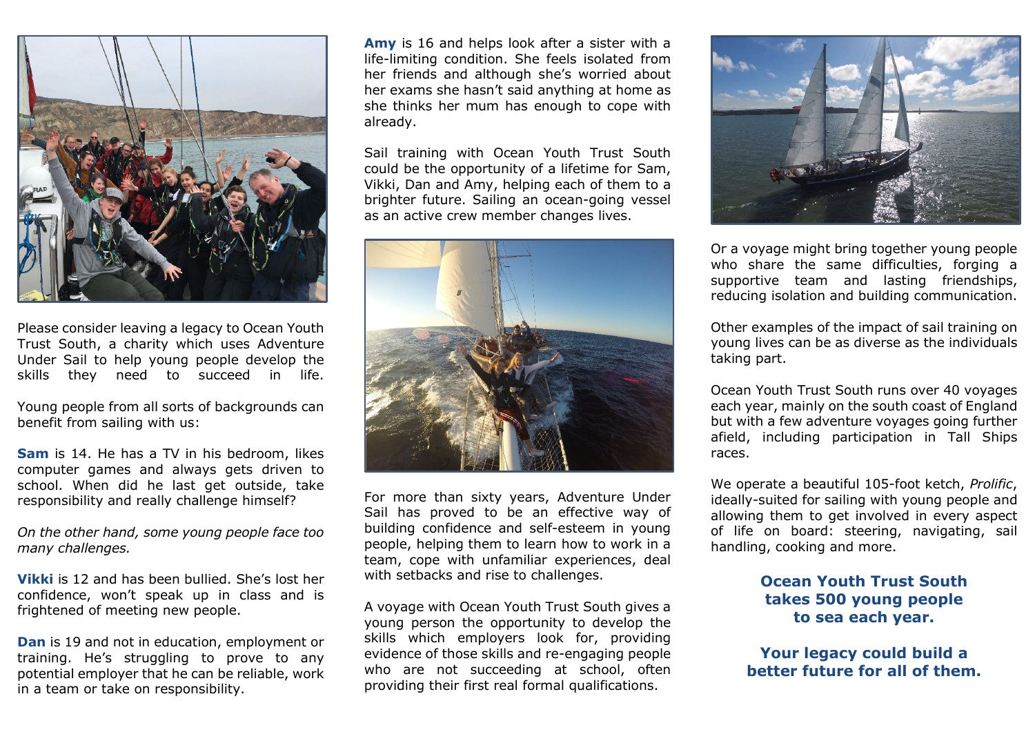Please consider leaving a legacy to Ocean Youth Trust South, a charity which uses Adventure Under Sail to help young people develop the skills they need to succeed in life.

Young people from all sorts of backgrounds can benefit from sailing with us:

**Sam** is 14. He has a TV in his bedroom, likes computer games and always gets driven to school. When did he last get outside, take responsibility and really challenge himself?

*On the other hand, some young people face too many challenges.*

**Vikki** is 12 and has been bullied. She's lost her confidence, won't speak up in class and is frightened of meeting new people.

**Dan** is 19 and not in education, employment or training. He's struggling to prove to any potential employer that he can be reliable, work in a team or take on responsibility.

**Amy** is 16 and helps look after a sister with a life-limiting condition. She feels isolated from her friends and although she's worried about her exams she hasn't said anything at home as she thinks her mum has enough to cope with already.

Sail training with Ocean Youth Trust South could be the opportunity of a lifetime for Sam, Vikki, Dan and Amy, helping each of them to a brighter future. Sailing an ocean-going vessel as an active crew member changes lives.

For more than sixty years, Adventure Under Sail has proved to be an effective way of building confidence and self-esteem in young people, helping them to learn how to work in a team, cope with unfamiliar experiences, deal with setbacks and rise to challenges.

A voyage with Ocean Youth Trust South gives a young person the opportunity to develop the skills which employers look for, providing evidence of those skills and re-engaging people who are not succeeding at school, often providing their first real formal qualifications.

Or a voyage might bring together young people who share the same difficulties, forging a supportive team and lasting friendships, reducing isolation and building communication.

Other examples of the impact of sail training on young lives can be as diverse as the individuals taking part.

Ocean Youth Trust South runs over 40 voyages each year, mainly on the south coast of England but with a few adventure voyages going further afield, including participation in Tall Ships races.

We operate a beautiful 105-foot ketch, *Prolific*, ideally-suited for sailing with young people and allowing them to get involved in every aspect of life on board: steering, navigating, sail handling, cooking and more.

**Ocean Youth Trust South takes 500 young people to sea each year.**

**Your legacy could build a better future for all of them.**